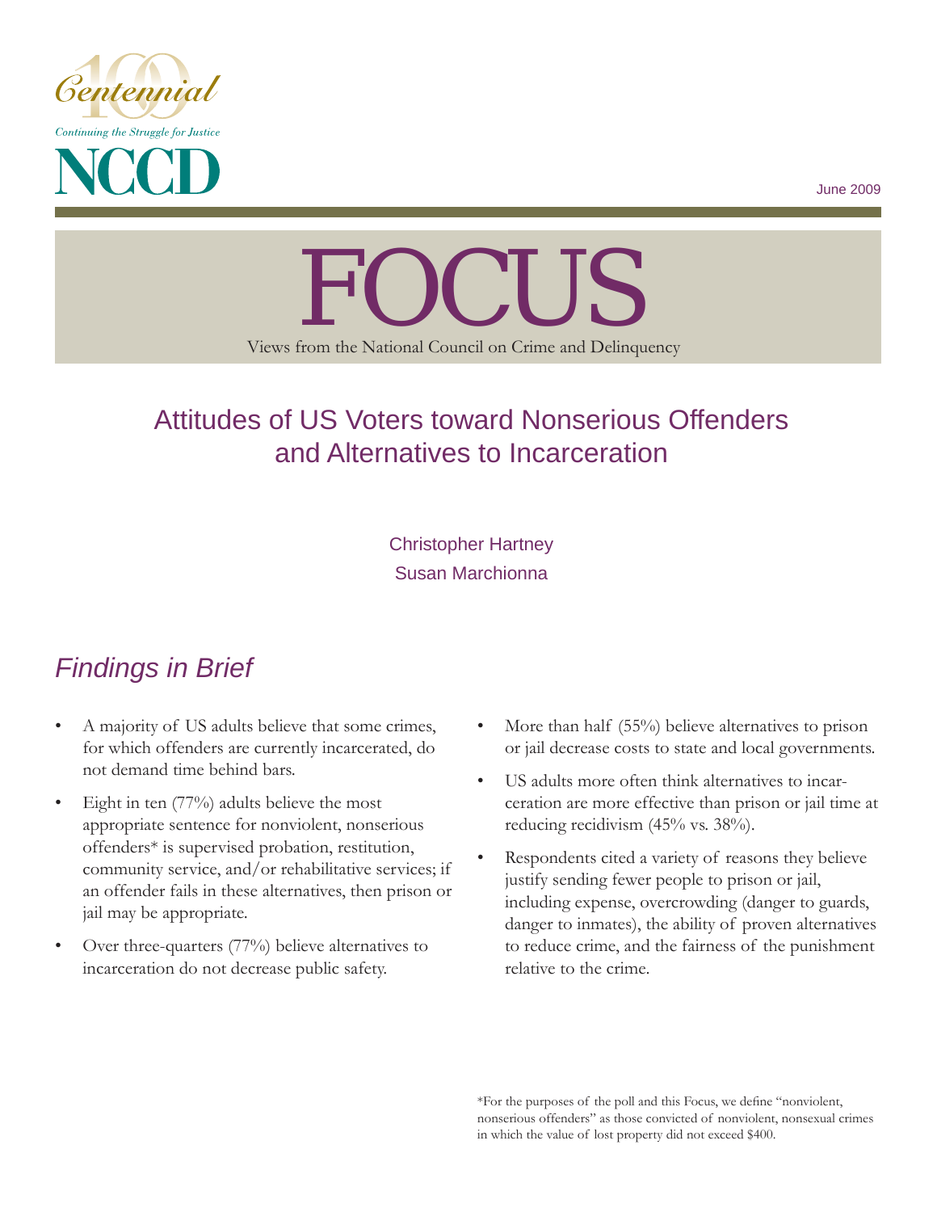Centennial

Continuing the Struggle for Justice

NCCD

June 2009

# FOCUS

Views from the National Council on Crime and Delinquency

## Attitudes of US Voters toward Nonserious Offenders and Alternatives to Incarceration

Christopher Hartney
Susan Marchionna

## *Findings in Brief*

- A majority of US adults believe that some crimes, for which offenders are currently incarcerated, do not demand time behind bars.
- Eight in ten (77%) adults believe the most appropriate sentence for nonviolent, nonserious offenders* is supervised probation, restitution, community service, and/or rehabilitative services; if an offender fails in these alternatives, then prison or jail may be appropriate.
- Over three-quarters (77%) believe alternatives to incarceration do not decrease public safety.
- More than half (55%) believe alternatives to prison or jail decrease costs to state and local governments.
- US adults more often think alternatives to incarceration are more effective than prison or jail time at reducing recidivism (45% vs. 38%).
- Respondents cited a variety of reasons they believe justify sending fewer people to prison or jail, including expense, overcrowding (danger to guards, danger to inmates), the ability of proven alternatives to reduce crime, and the fairness of the punishment relative to the crime.

*For the purposes of the poll and this Focus, we define "nonviolent, nonserious offenders" as those convicted of nonviolent, nonsexual crimes in which the value of lost property did not exceed $400.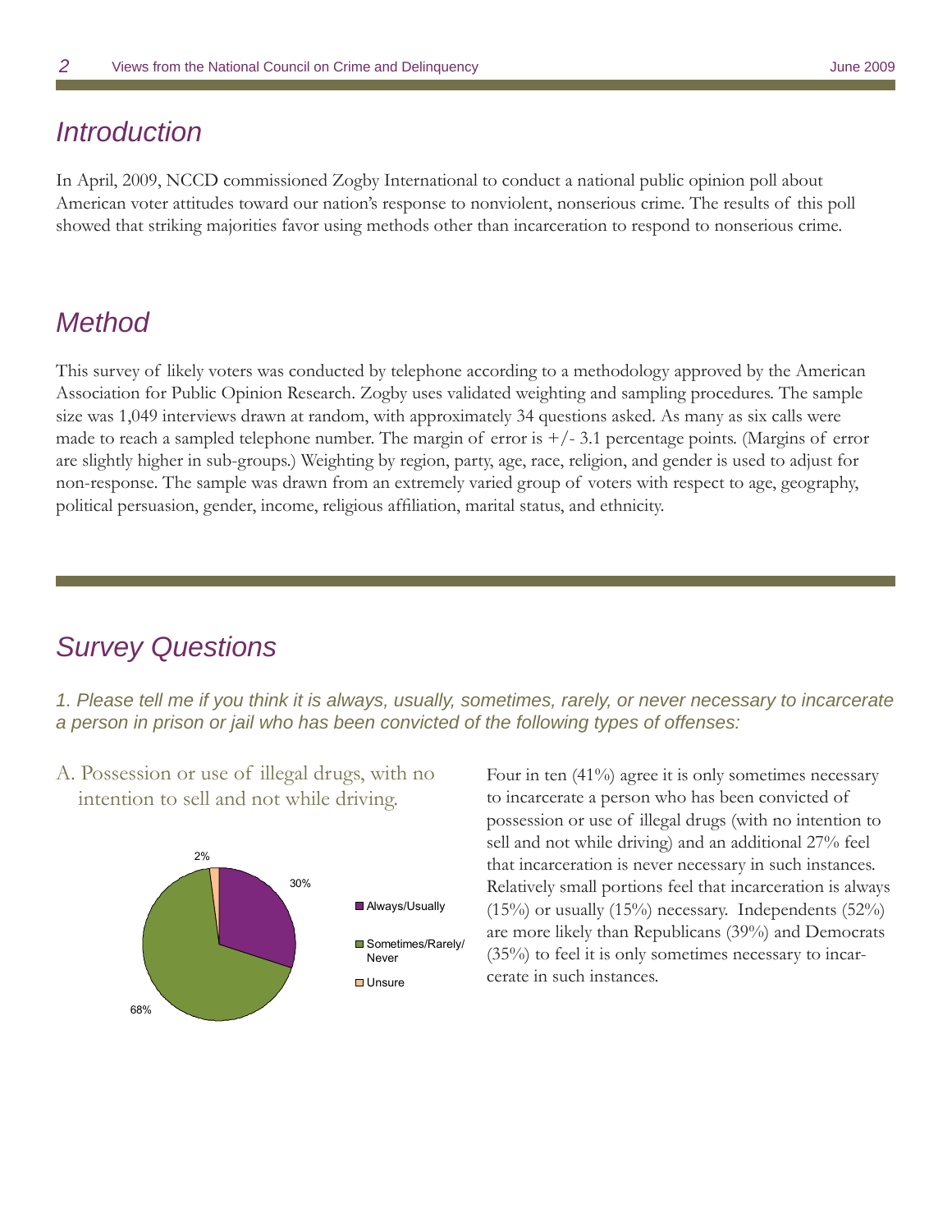## Introduction

In April, 2009, NCCD commissioned Zogby International to conduct a national public opinion poll about American voter attitudes toward our nation's response to nonviolent, nonserious crime. The results of this poll showed that striking majorities favor using methods other than incarceration to respond to nonserious crime.

## Method

This survey of likely voters was conducted by telephone according to a methodology approved by the American Association for Public Opinion Research. Zogby uses validated weighting and sampling procedures. The sample size was 1,049 interviews drawn at random, with approximately 34 questions asked. As many as six calls were made to reach a sampled telephone number. The margin of error is +/- 3.1 percentage points. (Margins of error are slightly higher in sub-groups.) Weighting by region, party, age, race, religion, and gender is used to adjust for non-response. The sample was drawn from an extremely varied group of voters with respect to age, geography, political persuasion, gender, income, religious affiliation, marital status, and ethnicity.

## Survey Questions

*1. Please tell me if you think it is always, usually, sometimes, rarely, or never necessary to incarcerate a person in prison or jail who has been convicted of the following types of offenses:*

### A. Possession or use of illegal drugs, with no intention to sell and not while driving.

| Response | Percent |
| --- | --- |
| Always/Usually | 30% |
| Sometimes/Rarely/Never | 68% |
| Unsure | 2% |

Four in ten (41%) agree it is only sometimes necessary to incarcerate a person who has been convicted of possession or use of illegal drugs (with no intention to sell and not while driving) and an additional 27% feel that incarceration is never necessary in such instances. Relatively small portions feel that incarceration is always (15%) or usually (15%) necessary. Independents (52%) are more likely than Republicans (39%) and Democrats (35%) to feel it is only sometimes necessary to incarcerate in such instances.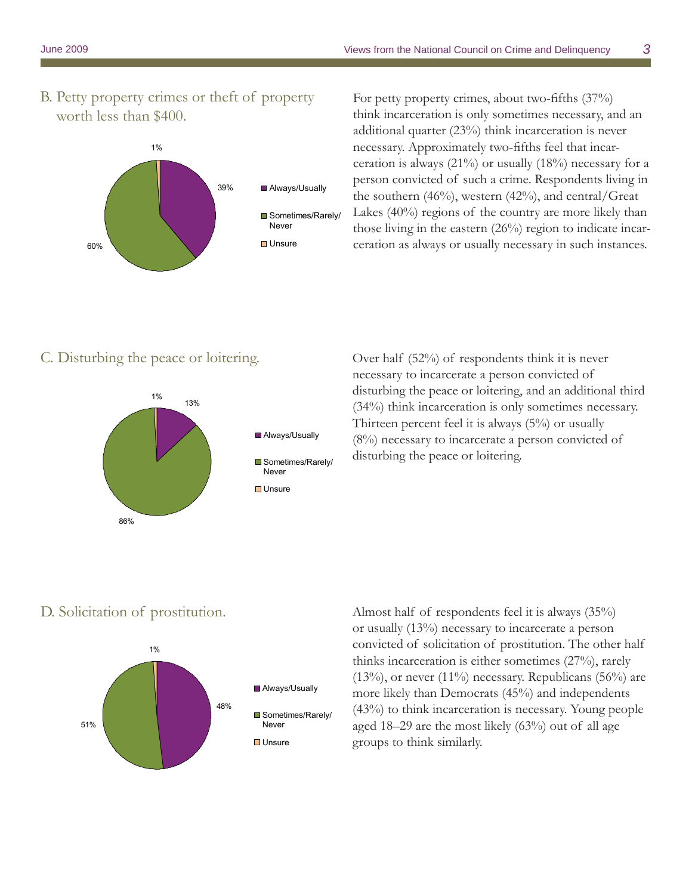## B. Petty property crimes or theft of property worth less than $400.

1%

39%

60%

- Always/Usually
- Sometimes/Rarely/ Never
- Unsure

For petty property crimes, about two-fifths (37%) think incarceration is only sometimes necessary, and an additional quarter (23%) think incarceration is never necessary. Approximately two-fifths feel that incarceration is always (21%) or usually (18%) necessary for a person convicted of such a crime. Respondents living in the southern (46%), western (42%), and central/Great Lakes (40%) regions of the country are more likely than those living in the eastern (26%) region to indicate incarceration as always or usually necessary in such instances.

## C. Disturbing the peace or loitering.

1%

13%

86%

- Always/Usually
- Sometimes/Rarely/ Never
- Unsure

Over half (52%) of respondents think it is never necessary to incarcerate a person convicted of disturbing the peace or loitering, and an additional third (34%) think incarceration is only sometimes necessary. Thirteen percent feel it is always (5%) or usually (8%) necessary to incarcerate a person convicted of disturbing the peace or loitering.

## D. Solicitation of prostitution.

1%

48%

51%

- Always/Usually
- Sometimes/Rarely/ Never
- Unsure

Almost half of respondents feel it is always (35%) or usually (13%) necessary to incarcerate a person convicted of solicitation of prostitution. The other half thinks incarceration is either sometimes (27%), rarely (13%), or never (11%) necessary. Republicans (56%) are more likely than Democrats (45%) and independents (43%) to think incarceration is necessary. Young people aged 18–29 are the most likely (63%) out of all age groups to think similarly.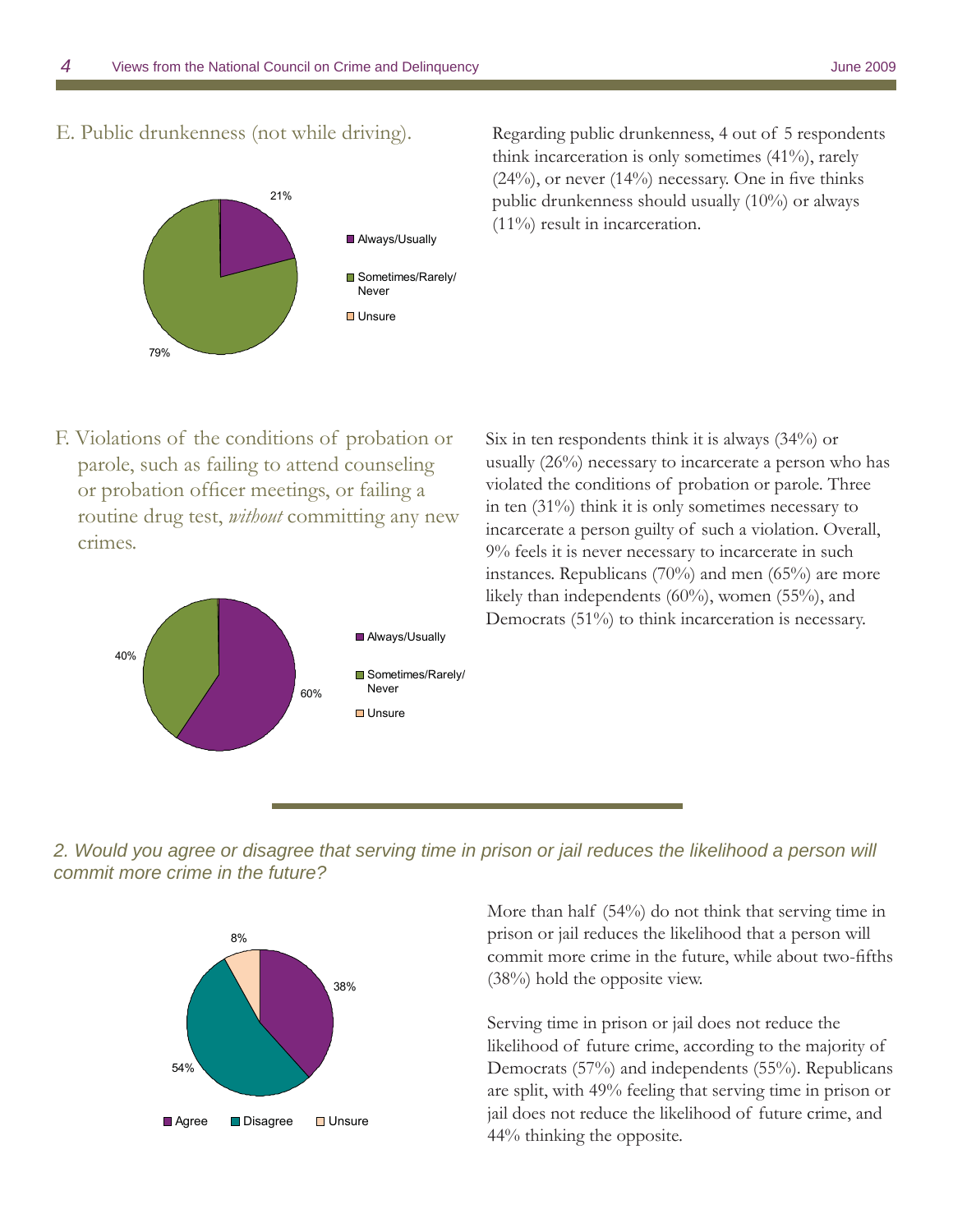E. Public drunkenness (not while driving).

21%

79%

- Always/Usually
- Sometimes/Rarely/Never
- Unsure

Regarding public drunkenness, 4 out of 5 respondents think incarceration is only sometimes (41%), rarely (24%), or never (14%) necessary. One in five thinks public drunkenness should usually (10%) or always (11%) result in incarceration.

F. Violations of the conditions of probation or parole, such as failing to attend counseling or probation officer meetings, or failing a routine drug test, *without* committing any new crimes.

40%

60%

- Always/Usually
- Sometimes/Rarely/Never
- Unsure

Six in ten respondents think it is always (34%) or usually (26%) necessary to incarcerate a person who has violated the conditions of probation or parole. Three in ten (31%) think it is only sometimes necessary to incarcerate a person guilty of such a violation. Overall, 9% feels it is never necessary to incarcerate in such instances. Republicans (70%) and men (65%) are more likely than independents (60%), women (55%), and Democrats (51%) to think incarceration is necessary.

## *2. Would you agree or disagree that serving time in prison or jail reduces the likelihood a person will commit more crime in the future?*

8%

38%

54%

- Agree
- Disagree
- Unsure

More than half (54%) do not think that serving time in prison or jail reduces the likelihood that a person will commit more crime in the future, while about two-fifths (38%) hold the opposite view.

Serving time in prison or jail does not reduce the likelihood of future crime, according to the majority of Democrats (57%) and independents (55%). Republicans are split, with 49% feeling that serving time in prison or jail does not reduce the likelihood of future crime, and 44% thinking the opposite.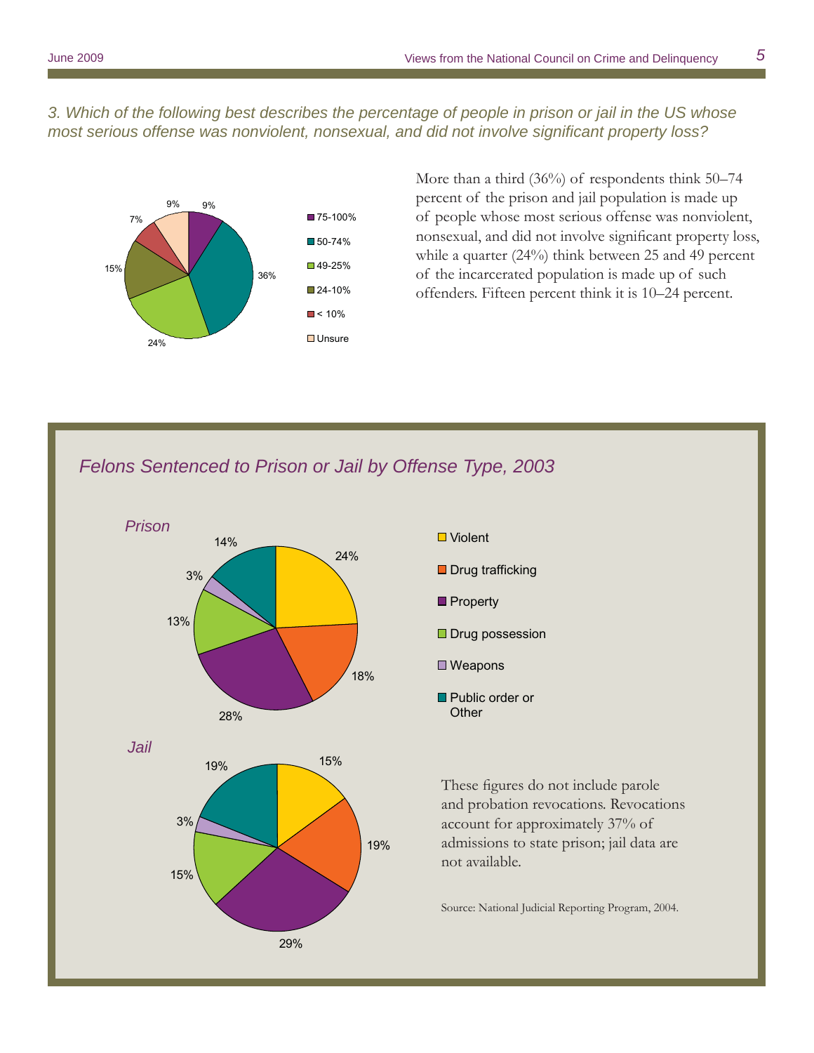*3. Which of the following best describes the percentage of people in prison or jail in the US whose most serious offense was nonviolent, nonsexual, and did not involve significant property loss?*

| Response | Percent |
|---|---|
| 75-100% | 9% |
| 50-74% | 36% |
| 49-25% | 24% |
| 24-10% | 15% |
| < 10% | 7% |
| Unsure | 9% |

More than a third (36%) of respondents think 50–74 percent of the prison and jail population is made up of people whose most serious offense was nonviolent, nonsexual, and did not involve significant property loss, while a quarter (24%) think between 25 and 49 percent of the incarcerated population is made up of such offenders. Fifteen percent think it is 10–24 percent.

## *Felons Sentenced to Prison or Jail by Offense Type, 2003*

| Offense type | Prison | Jail |
|---|---|---|
| Violent | 24% | 15% |
| Drug trafficking | 18% | 19% |
| Property | 28% | 29% |
| Drug possession | 13% | 15% |
| Weapons | 3% | 3% |
| Public order or Other | 14% | 19% |

These figures do not include parole and probation revocations. Revocations account for approximately 37% of admissions to state prison; jail data are not available.

Source: National Judicial Reporting Program, 2004.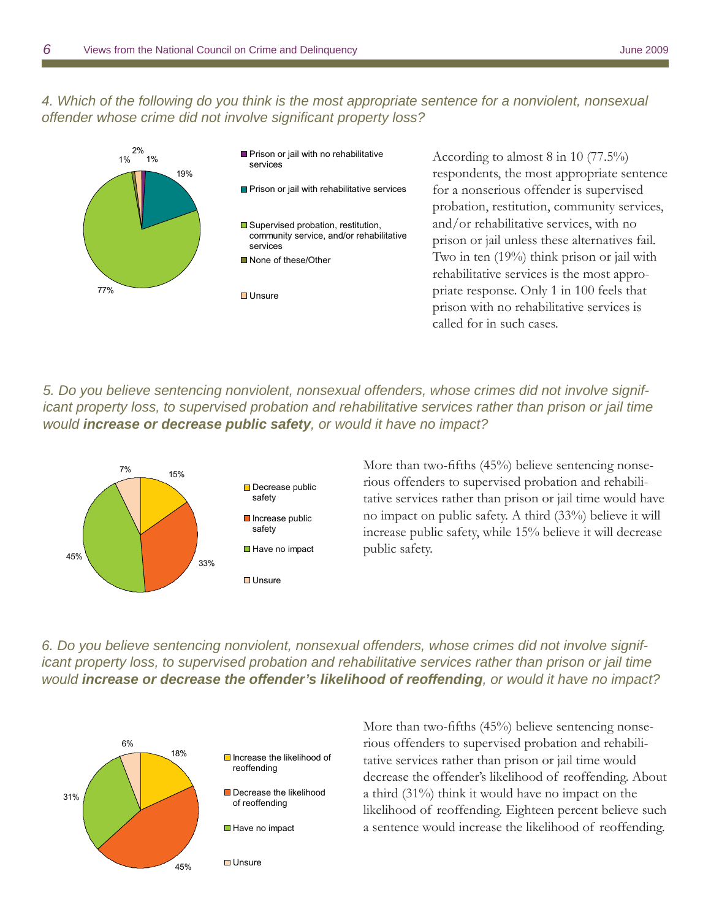*4. Which of the following do you think is the most appropriate sentence for a nonviolent, nonsexual offender whose crime did not involve significant property loss?*

- Prison or jail with no rehabilitative services: 1%
- Prison or jail with rehabilitative services: 19%
- Supervised probation, restitution, community service, and/or rehabilitative services: 77%
- None of these/Other: 1%
- Unsure: 2%

According to almost 8 in 10 (77.5%) respondents, the most appropriate sentence for a nonserious offender is supervised probation, restitution, community services, and/or rehabilitative services, with no prison or jail unless these alternatives fail. Two in ten (19%) think prison or jail with rehabilitative services is the most appropriate response. Only 1 in 100 feels that prison with no rehabilitative services is called for in such cases.

*5. Do you believe sentencing nonviolent, nonsexual offenders, whose crimes did not involve significant property loss, to supervised probation and rehabilitative services rather than prison or jail time would **increase or decrease public safety**, or would it have no impact?*

- Decrease public safety: 15%
- Increase public safety: 33%
- Have no impact: 45%
- Unsure: 7%

More than two-fifths (45%) believe sentencing nonserious offenders to supervised probation and rehabilitative services rather than prison or jail time would have no impact on public safety. A third (33%) believe it will increase public safety, while 15% believe it will decrease public safety.

*6. Do you believe sentencing nonviolent, nonsexual offenders, whose crimes did not involve significant property loss, to supervised probation and rehabilitative services rather than prison or jail time would **increase or decrease the offender's likelihood of reoffending**, or would it have no impact?*

- Increase the likelihood of reoffending: 18%
- Decrease the likelihood of reoffending: 45%
- Have no impact: 31%
- Unsure: 6%

More than two-fifths (45%) believe sentencing nonserious offenders to supervised probation and rehabilitative services rather than prison or jail time would decrease the offender's likelihood of reoffending. About a third (31%) think it would have no impact on the likelihood of reoffending. Eighteen percent believe such a sentence would increase the likelihood of reoffending.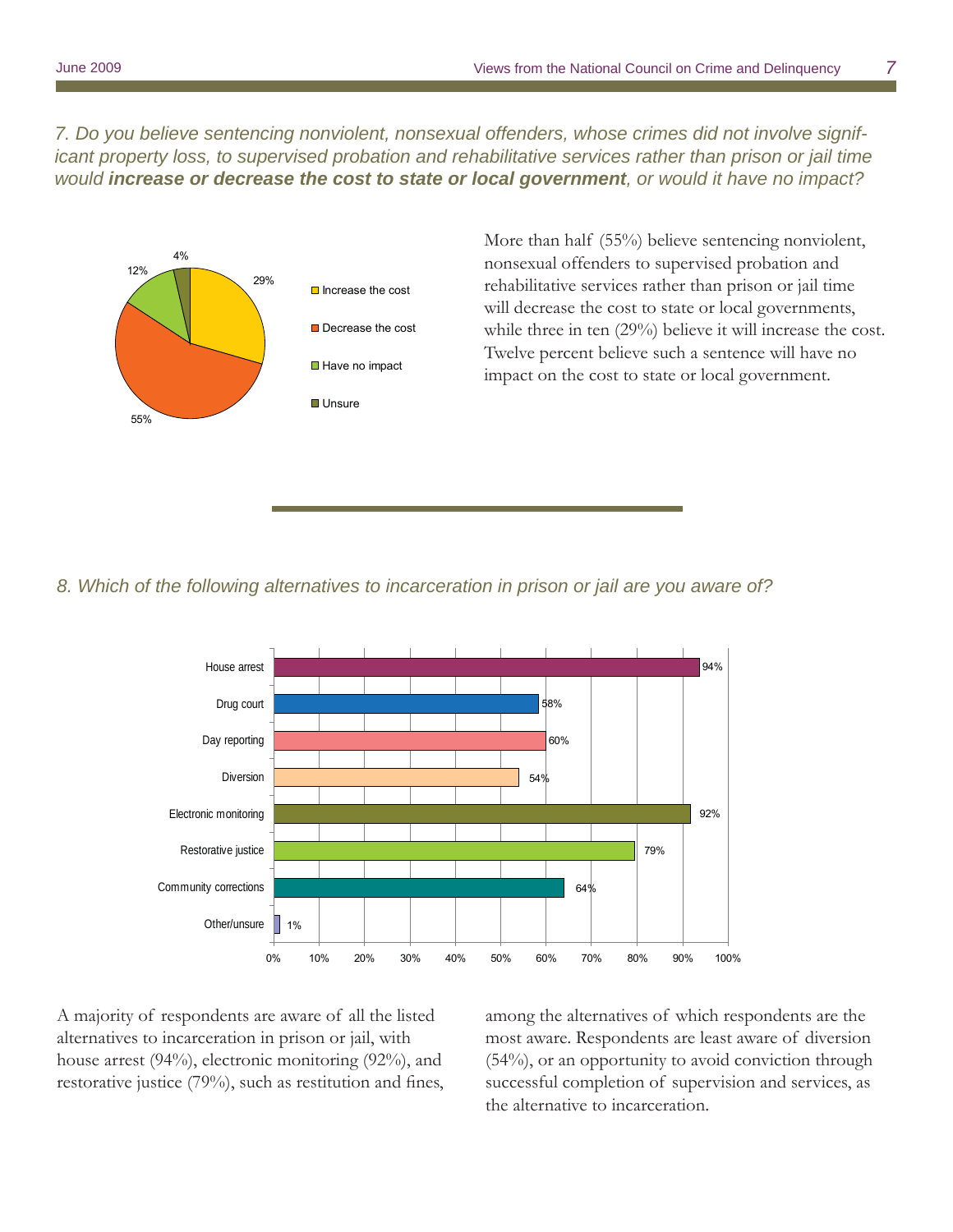*7. Do you believe sentencing nonviolent, nonsexual offenders, whose crimes did not involve significant property loss, to supervised probation and rehabilitative services rather than prison or jail time would **increase or decrease the cost to state or local government**, or would it have no impact?*

| Response | Percent |
|---|---|
| Increase the cost | 29% |
| Decrease the cost | 55% |
| Have no impact | 12% |
| Unsure | 4% |

More than half (55%) believe sentencing nonviolent, nonsexual offenders to supervised probation and rehabilitative services rather than prison or jail time will decrease the cost to state or local governments, while three in ten (29%) believe it will increase the cost. Twelve percent believe such a sentence will have no impact on the cost to state or local government.

*8. Which of the following alternatives to incarceration in prison or jail are you aware of?*

| Alternative | Percent |
|---|---|
| House arrest | 94% |
| Drug court | 58% |
| Day reporting | 60% |
| Diversion | 54% |
| Electronic monitoring | 92% |
| Restorative justice | 79% |
| Community corrections | 64% |
| Other/unsure | 1% |

A majority of respondents are aware of all the listed alternatives to incarceration in prison or jail, with house arrest (94%), electronic monitoring (92%), and restorative justice (79%), such as restitution and fines, among the alternatives of which respondents are the most aware. Respondents are least aware of diversion (54%), or an opportunity to avoid conviction through successful completion of supervision and services, as the alternative to incarceration.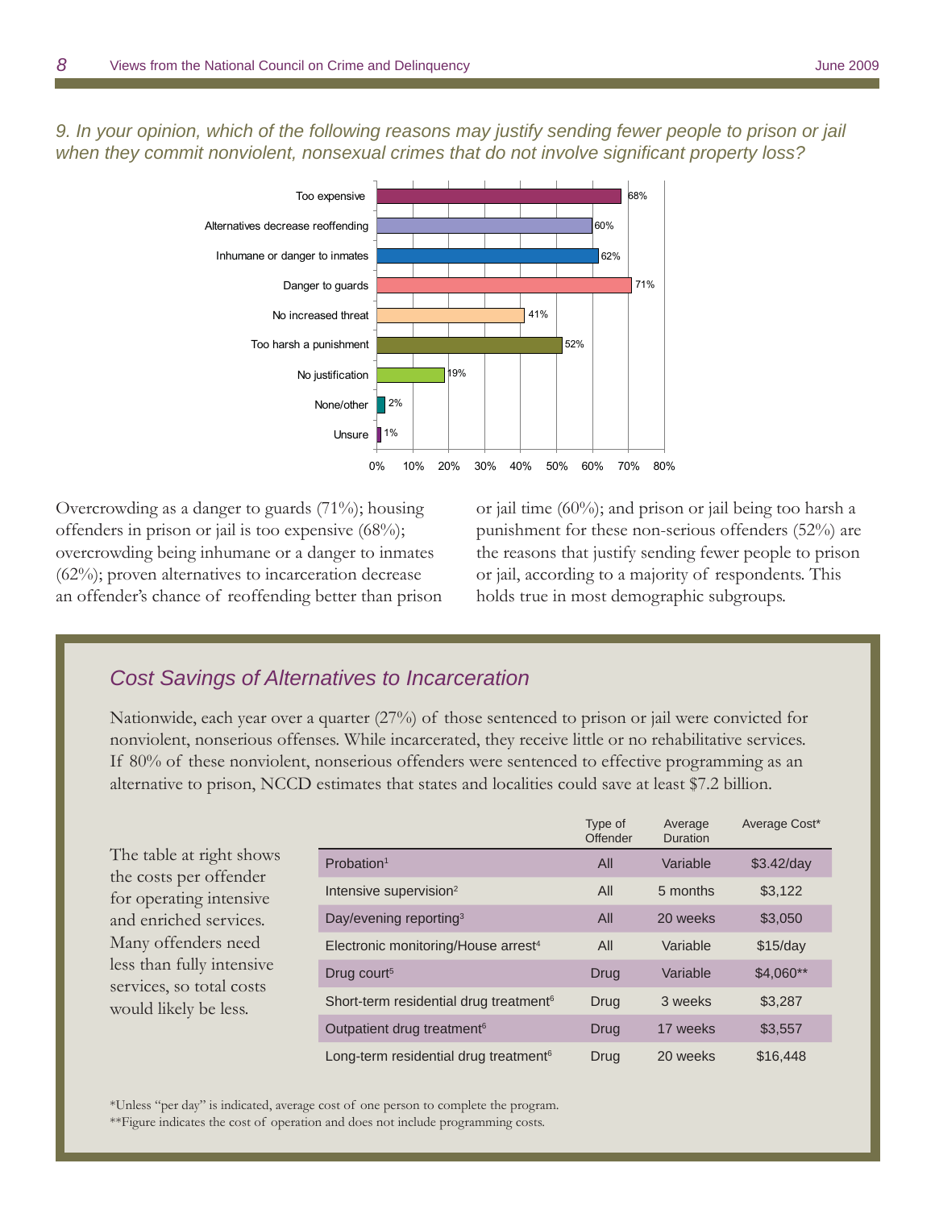*9. In your opinion, which of the following reasons may justify sending fewer people to prison or jail when they commit nonviolent, nonsexual crimes that do not involve significant property loss?*

| Reason | Percent |
|---|---|
| Too expensive | 68% |
| Alternatives decrease reoffending | 60% |
| Inhumane or danger to inmates | 62% |
| Danger to guards | 71% |
| No increased threat | 41% |
| Too harsh a punishment | 52% |
| No justification | 19% |
| None/other | 2% |
| Unsure | 1% |

Overcrowding as a danger to guards (71%); housing offenders in prison or jail is too expensive (68%); overcrowding being inhumane or a danger to inmates (62%); proven alternatives to incarceration decrease an offender's chance of reoffending better than prison or jail time (60%); and prison or jail being too harsh a punishment for these non-serious offenders (52%) are the reasons that justify sending fewer people to prison or jail, according to a majority of respondents. This holds true in most demographic subgroups.

## *Cost Savings of Alternatives to Incarceration*

Nationwide, each year over a quarter (27%) of those sentenced to prison or jail were convicted for nonviolent, nonserious offenses. While incarcerated, they receive little or no rehabilitative services. If 80% of these nonviolent, nonserious offenders were sentenced to effective programming as an alternative to prison, NCCD estimates that states and localities could save at least $7.2 billion.

The table at right shows the costs per offender for operating intensive and enriched services. Many offenders need less than fully intensive services, so total costs would likely be less.

| | Type of Offender | Average Duration | Average Cost* |
|---|---|---|---|
| Probation[1] | All | Variable | $3.42/day |
| Intensive supervision[2] | All | 5 months | $3,122 |
| Day/evening reporting[3] | All | 20 weeks | $3,050 |
| Electronic monitoring/House arrest[4] | All | Variable | $15/day |
| Drug court[5] | Drug | Variable | $4,060** |
| Short-term residential drug treatment[6] | Drug | 3 weeks | $3,287 |
| Outpatient drug treatment[6] | Drug | 17 weeks | $3,557 |
| Long-term residential drug treatment[6] | Drug | 20 weeks | $16,448 |

*Unless "per day" is indicated, average cost of one person to complete the program.

**Figure indicates the cost of operation and does not include programming costs.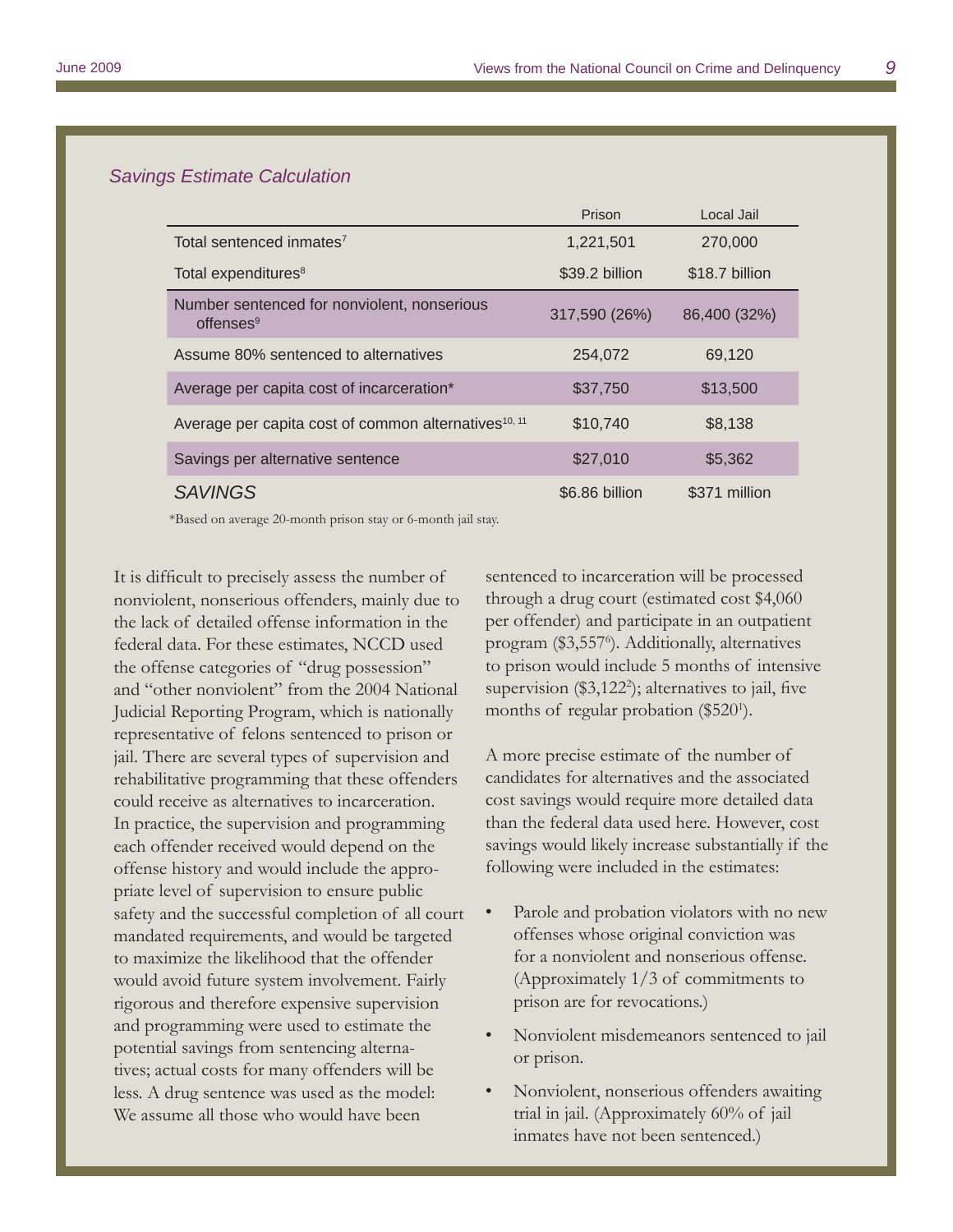*Savings Estimate Calculation*

| | Prison | Local Jail |
|---|---|---|
| Total sentenced inmates[7] | 1,221,501 | 270,000 |
| Total expenditures[8] | $39.2 billion | $18.7 billion |
| Number sentenced for nonviolent, nonserious offenses[9] | 317,590 (26%) | 86,400 (32%) |
| Assume 80% sentenced to alternatives | 254,072 | 69,120 |
| Average per capita cost of incarceration* | $37,750 | $13,500 |
| Average per capita cost of common alternatives[10, 11] | $10,740 | $8,138 |
| Savings per alternative sentence | $27,010 | $5,362 |
| *SAVINGS* | $6.86 billion | $371 million |

*Based on average 20-month prison stay or 6-month jail stay.

It is difficult to precisely assess the number of nonviolent, nonserious offenders, mainly due to the lack of detailed offense information in the federal data. For these estimates, NCCD used the offense categories of "drug possession" and "other nonviolent" from the 2004 National Judicial Reporting Program, which is nationally representative of felons sentenced to prison or jail. There are several types of supervision and rehabilitative programming that these offenders could receive as alternatives to incarceration. In practice, the supervision and programming each offender received would depend on the offense history and would include the appropriate level of supervision to ensure public safety and the successful completion of all court mandated requirements, and would be targeted to maximize the likelihood that the offender would avoid future system involvement. Fairly rigorous and therefore expensive supervision and programming were used to estimate the potential savings from sentencing alternatives; actual costs for many offenders will be less. A drug sentence was used as the model: We assume all those who would have been sentenced to incarceration will be processed through a drug court (estimated cost $4,060 per offender) and participate in an outpatient program ($3,557[6]). Additionally, alternatives to prison would include 5 months of intensive supervision ($3,122[2]); alternatives to jail, five months of regular probation ($520[1]).

A more precise estimate of the number of candidates for alternatives and the associated cost savings would require more detailed data than the federal data used here. However, cost savings would likely increase substantially if the following were included in the estimates:

- Parole and probation violators with no new offenses whose original conviction was for a nonviolent and nonserious offense. (Approximately 1/3 of commitments to prison are for revocations.)
- Nonviolent misdemeanors sentenced to jail or prison.
- Nonviolent, nonserious offenders awaiting trial in jail. (Approximately 60% of jail inmates have not been sentenced.)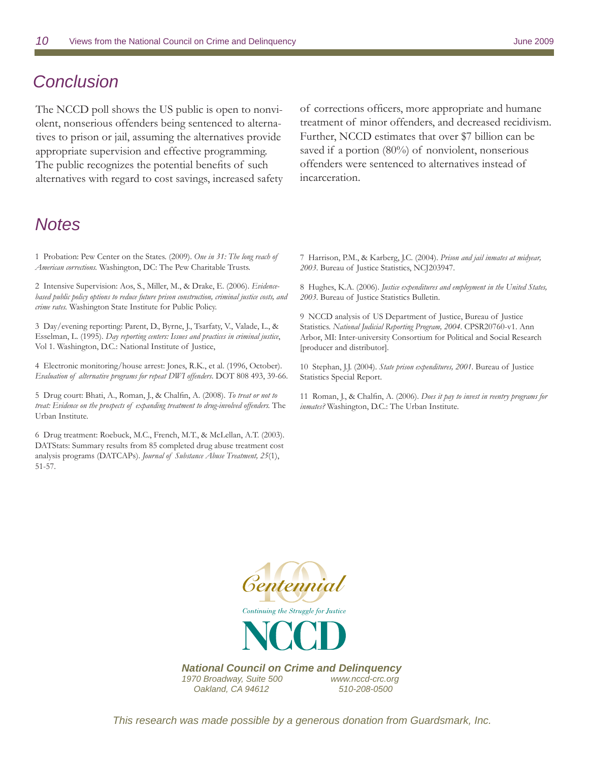## Conclusion

The NCCD poll shows the US public is open to nonviolent, nonserious offenders being sentenced to alternatives to prison or jail, assuming the alternatives provide appropriate supervision and effective programming. The public recognizes the potential benefits of such alternatives with regard to cost savings, increased safety of corrections officers, more appropriate and humane treatment of minor offenders, and decreased recidivism. Further, NCCD estimates that over $7 billion can be saved if a portion (80%) of nonviolent, nonserious offenders were sentenced to alternatives instead of incarceration.

## Notes

1 Probation: Pew Center on the States. (2009). *One in 31: The long reach of American corrections.* Washington, DC: The Pew Charitable Trusts.

2 Intensive Supervision: Aos, S., Miller, M., & Drake, E. (2006). *Evidence-based public policy options to reduce future prison construction, criminal justice costs, and crime rates.* Washington State Institute for Public Policy.

3 Day/evening reporting: Parent, D., Byrne, J., Tsarfaty, V., Valade, L., & Esselman, L. (1995). *Day reporting centers: Issues and practices in criminal justice*, Vol 1. Washington, D.C.: National Institute of Justice,

4 Electronic monitoring/house arrest: Jones, R.K., et al. (1996, October). *Evaluation of alternative programs for repeat DWI offenders*. DOT 808 493, 39-66.

5 Drug court: Bhati, A., Roman, J., & Chalfin, A. (2008). *To treat or not to treat: Evidence on the prospects of expanding treatment to drug-involved offenders.* The Urban Institute.

6 Drug treatment: Roebuck, M.C., French, M.T., & McLellan, A.T. (2003). DATStats: Summary results from 85 completed drug abuse treatment cost analysis programs (DATCAPs). *Journal of Substance Abuse Treatment, 25*(1), 51-57.

7 Harrison, P.M., & Karberg, J.C. (2004). *Prison and jail inmates at midyear, 2003*. Bureau of Justice Statistics, NCJ203947.

8 Hughes, K.A. (2006). *Justice expenditures and employment in the United States, 2003*. Bureau of Justice Statistics Bulletin.

9 NCCD analysis of US Department of Justice, Bureau of Justice Statistics. *National Judicial Reporting Program, 2004*. CPSR20760-v1. Ann Arbor, MI: Inter-university Consortium for Political and Social Research [producer and distributor].

10 Stephan, J.J. (2004). *State prison expenditures, 2001*. Bureau of Justice Statistics Special Report.

11 Roman, J., & Chalfin, A. (2006). *Does it pay to invest in reentry programs for inmates?* Washington, D.C.: The Urban Institute.

Centennial

Continuing the Struggle for Justice

NCCD

**National Council on Crime and Delinquency**

1970 Broadway, Suite 500
Oakland, CA 94612

www.nccd-crc.org
510-208-0500

*This research was made possible by a generous donation from Guardsmark, Inc.*